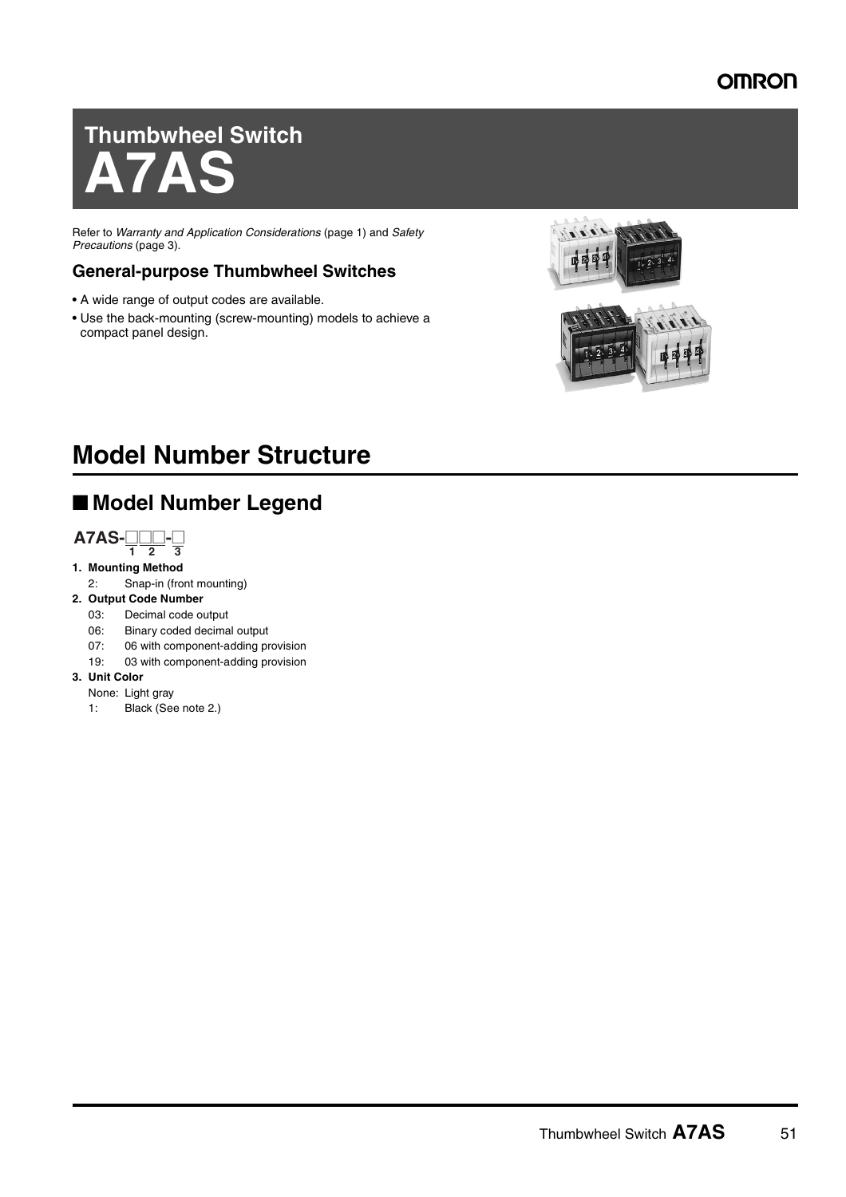# Thumbwheel Switch
# A7AS

Refer to *Warranty and Application Considerations* (page 1) and *Safety Precautions* (page 3).

### General-purpose Thumbwheel Switches

- A wide range of output codes are available.
- Use the back-mounting (screw-mounting) models to achieve a compact panel design.

# Model Number Structure

## ■ Model Number Legend

**A7AS-□□□-□**
(1: □, 2: □□, 3: □)

1. **Mounting Method**
   - 2: Snap-in (front mounting)
2. **Output Code Number**
   - 03: Decimal code output
   - 06: Binary coded decimal output
   - 07: 06 with component-adding provision
   - 19: 03 with component-adding provision
3. **Unit Color**
   - None: Light gray
   - 1: Black (See note 2.)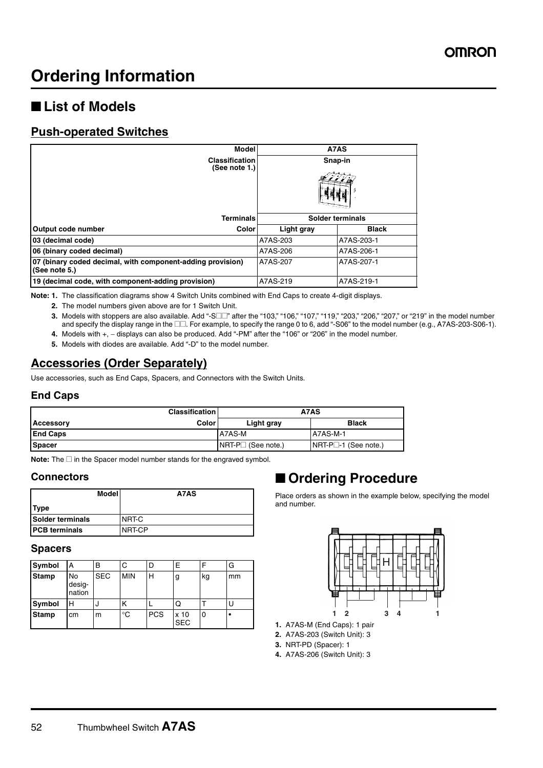# Ordering Information

## ■ List of Models

### Push-operated Switches

| Model | A7AS | |
|---|---|---|
| Classification (See note 1.) | Snap-in | |
| Terminals | Solder terminals | |
| Output code number / Color | Light gray | Black |
| 03 (decimal code) | A7AS-203 | A7AS-203-1 |
| 06 (binary coded decimal) | A7AS-206 | A7AS-206-1 |
| 07 (binary coded decimal, with component-adding provision) (See note 5.) | A7AS-207 | A7AS-207-1 |
| 19 (decimal code, with component-adding provision) | A7AS-219 | A7AS-219-1 |

**Note: 1.** The classification diagrams show 4 Switch Units combined with End Caps to create 4-digit displays.

**2.** The model numbers given above are for 1 Switch Unit.

**3.** Models with stoppers are also available. Add "-S□□" after the "103," "106," "107," "119," "203," "206," "207," or "219" in the model number and specify the display range in the □□. For example, to specify the range 0 to 6, add "-S06" to the model number (e.g., A7AS-203-S06-1).

**4.** Models with +, – displays can also be produced. Add "-PM" after the "106" or "206" in the model number.

**5.** Models with diodes are available. Add "-D" to the model number.

### Accessories (Order Separately)

Use accessories, such as End Caps, Spacers, and Connectors with the Switch Units.

#### End Caps

| Classification | A7AS | |
|---|---|---|
| Accessory / Color | Light gray | Black |
| End Caps | A7AS-M | A7AS-M-1 |
| Spacer | NRT-P□ (See note.) | NRT-P□-1 (See note.) |

**Note:** The □ in the Spacer model number stands for the engraved symbol.

#### Connectors

| Model / Type | A7AS |
|---|---|
| Solder terminals | NRT-C |
| PCB terminals | NRT-CP |

#### Spacers

| Symbol | A | B | C | D | E | F | G |
|---|---|---|---|---|---|---|---|
| Stamp | No designation | SEC | MIN | H | g | kg | mm |
| Symbol | H | J | K | L | Q | T | U |
| Stamp | cm | m | °C | PCS | x 10 SEC | 0 | • |

## ■ Ordering Procedure

Place orders as shown in the example below, specifying the model and number.

1. A7AS-M (End Caps): 1 pair
2. A7AS-203 (Switch Unit): 3
3. NRT-PD (Spacer): 1
4. A7AS-206 (Switch Unit): 3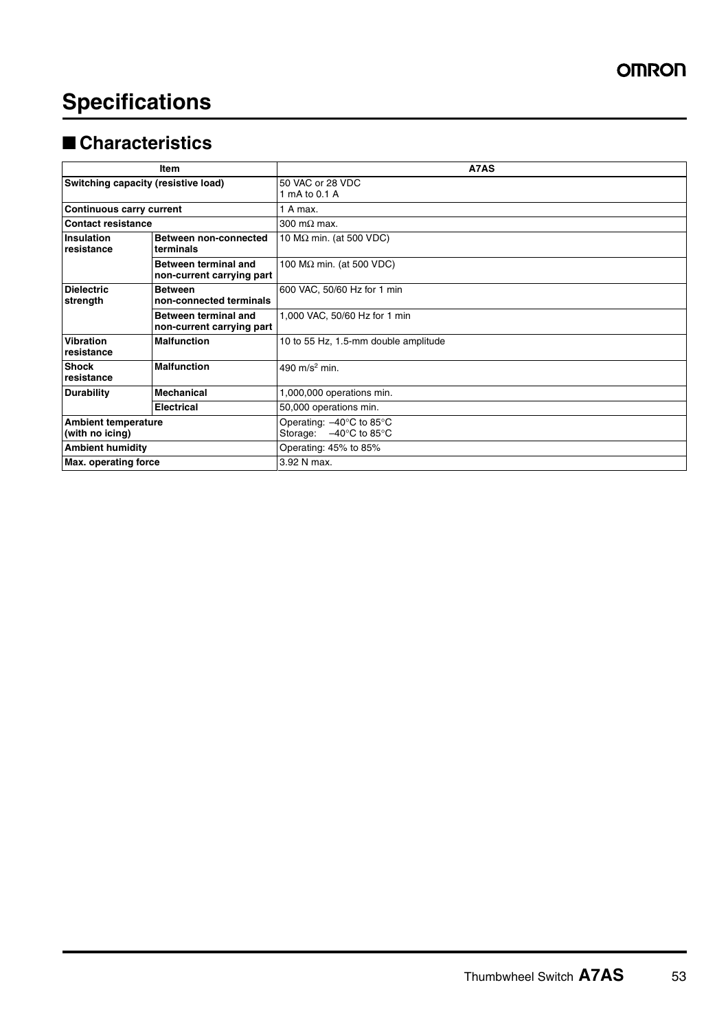# Specifications

## ■ Characteristics

| Item | | A7AS |
|---|---|---|
| Switching capacity (resistive load) | | 50 VAC or 28 VDC<br>1 mA to 0.1 A |
| Continuous carry current | | 1 A max. |
| Contact resistance | | 300 mΩ max. |
| Insulation resistance | Between non-connected terminals | 10 MΩ min. (at 500 VDC) |
| | Between terminal and non-current carrying part | 100 MΩ min. (at 500 VDC) |
| Dielectric strength | Between non-connected terminals | 600 VAC, 50/60 Hz for 1 min |
| | Between terminal and non-current carrying part | 1,000 VAC, 50/60 Hz for 1 min |
| Vibration resistance | Malfunction | 10 to 55 Hz, 1.5-mm double amplitude |
| Shock resistance | Malfunction | 490 $m/s^2$ min. |
| Durability | Mechanical | 1,000,000 operations min. |
| | Electrical | 50,000 operations min. |
| Ambient temperature (with no icing) | | Operating: –40°C to 85°C<br>Storage: –40°C to 85°C |
| Ambient humidity | | Operating: 45% to 85% |
| Max. operating force | | 3.92 N max. |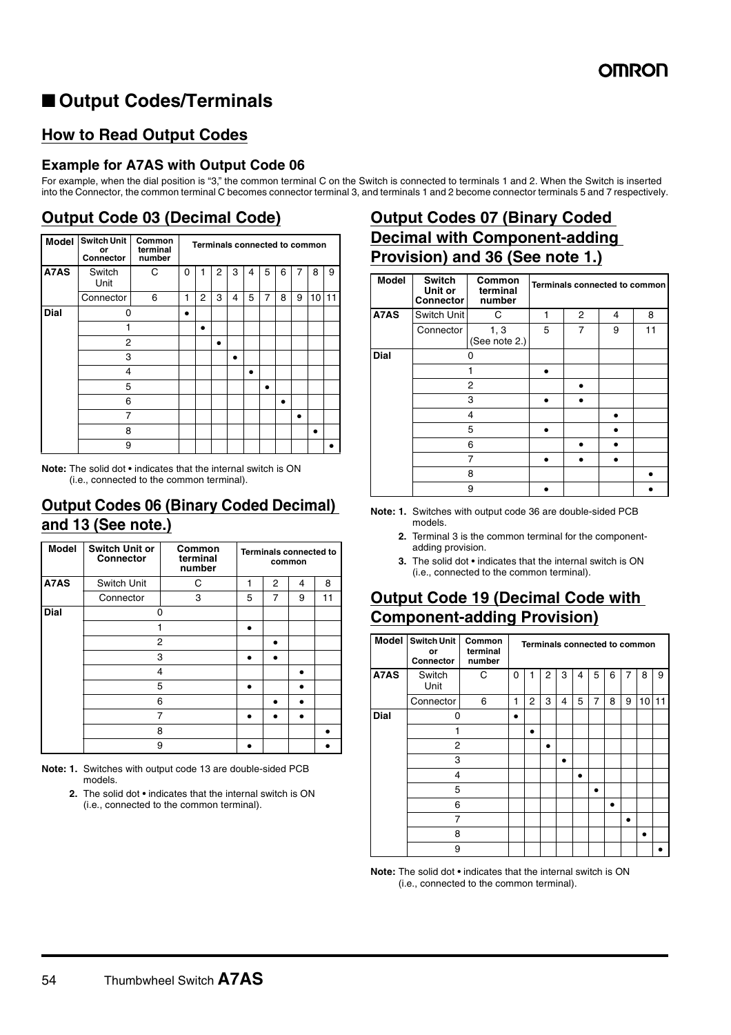## ■ Output Codes/Terminals

### How to Read Output Codes

#### Example for A7AS with Output Code 06

For example, when the dial position is "3," the common terminal C on the Switch is connected to terminals 1 and 2. When the Switch is inserted into the Connector, the common terminal C becomes connector terminal 3, and terminals 1 and 2 become connector terminals 5 and 7 respectively.

### Output Code 03 (Decimal Code)

| Model | Switch Unit or Connector | Common terminal number | Terminals connected to common | | | | | | | | | |
|---|---|---|---|---|---|---|---|---|---|---|---|---|
| A7AS | Switch Unit | C | 0 | 1 | 2 | 3 | 4 | 5 | 6 | 7 | 8 | 9 |
| | Connector | 6 | 1 | 2 | 3 | 4 | 5 | 7 | 8 | 9 | 10 | 11 |
| Dial | 0 | | • | | | | | | | | | |
| | 1 | | | • | | | | | | | | |
| | 2 | | | | • | | | | | | | |
| | 3 | | | | | • | | | | | | |
| | 4 | | | | | | • | | | | | |
| | 5 | | | | | | | • | | | | |
| | 6 | | | | | | | | • | | | |
| | 7 | | | | | | | | | • | | |
| | 8 | | | | | | | | | | • | |
| | 9 | | | | | | | | | | | • |

**Note:** The solid dot • indicates that the internal switch is ON (i.e., connected to the common terminal).

### Output Codes 06 (Binary Coded Decimal) and 13 (See note.)

| Model | Switch Unit or Connector | Common terminal number | Terminals connected to common | | | |
|---|---|---|---|---|---|---|
| A7AS | Switch Unit | C | 1 | 2 | 4 | 8 |
| | Connector | 3 | 5 | 7 | 9 | 11 |
| Dial | 0 | | | | | |
| | 1 | | • | | | |
| | 2 | | | • | | |
| | 3 | | • | • | | |
| | 4 | | | | • | |
| | 5 | | • | | • | |
| | 6 | | | • | • | |
| | 7 | | • | • | • | |
| | 8 | | | | | • |
| | 9 | | • | | | • |

**Note: 1.** Switches with output code 13 are double-sided PCB models.

**2.** The solid dot • indicates that the internal switch is ON (i.e., connected to the common terminal).

### Output Codes 07 (Binary Coded Decimal with Component-adding Provision) and 36 (See note 1.)

| Model | Switch Unit or Connector | Common terminal number | Terminals connected to common | | | |
|---|---|---|---|---|---|---|
| A7AS | Switch Unit | C | 1 | 2 | 4 | 8 |
| | Connector | 1, 3 (See note 2.) | 5 | 7 | 9 | 11 |
| Dial | 0 | | | | | |
| | 1 | | • | | | |
| | 2 | | | • | | |
| | 3 | | • | • | | |
| | 4 | | | | • | |
| | 5 | | • | | • | |
| | 6 | | | • | • | |
| | 7 | | • | • | • | |
| | 8 | | | | | • |
| | 9 | | • | | | • |

**Note: 1.** Switches with output code 36 are double-sided PCB models.

**2.** Terminal 3 is the common terminal for the component-adding provision.

**3.** The solid dot • indicates that the internal switch is ON (i.e., connected to the common terminal).

### Output Code 19 (Decimal Code with Component-adding Provision)

| Model | Switch Unit or Connector | Common terminal number | Terminals connected to common | | | | | | | | | |
|---|---|---|---|---|---|---|---|---|---|---|---|---|
| A7AS | Switch Unit | C | 0 | 1 | 2 | 3 | 4 | 5 | 6 | 7 | 8 | 9 |
| | Connector | 6 | 1 | 2 | 3 | 4 | 5 | 7 | 8 | 9 | 10 | 11 |
| Dial | 0 | | • | | | | | | | | | |
| | 1 | | | • | | | | | | | | |
| | 2 | | | | • | | | | | | | |
| | 3 | | | | | • | | | | | | |
| | 4 | | | | | | • | | | | | |
| | 5 | | | | | | | • | | | | |
| | 6 | | | | | | | | • | | | |
| | 7 | | | | | | | | | • | | |
| | 8 | | | | | | | | | | • | |
| | 9 | | | | | | | | | | | • |

**Note:** The solid dot • indicates that the internal switch is ON (i.e., connected to the common terminal).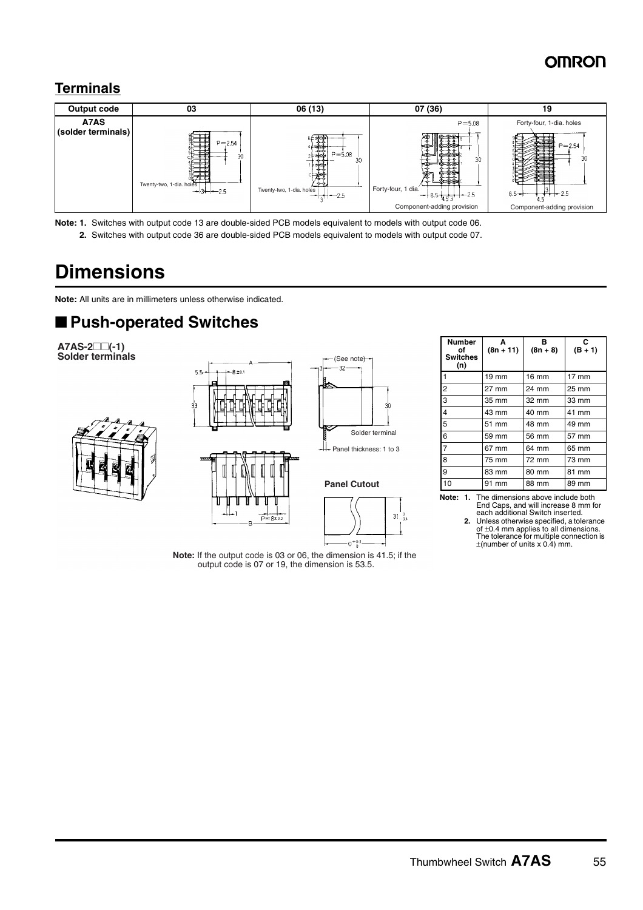## Terminals

| Output code | 03 | 06 (13) | 07 (36) | 19 |
|---|---|---|---|---|
| A7AS (solder terminals) | Twenty-two, 1-dia. holes | Twenty-two, 1-dia. holes | Forty-four, 1 dia. Component-adding provision | Forty-four, 1-dia. holes Component-adding provision |

**Note: 1.** Switches with output code 13 are double-sided PCB models equivalent to models with output code 06.

**2.** Switches with output code 36 are double-sided PCB models equivalent to models with output code 07.

# Dimensions

**Note:** All units are in millimeters unless otherwise indicated.

## ■ Push-operated Switches

**A7AS-2□□(-1)**
**Solder terminals**

Solder terminal

Panel thickness: 1 to 3

**Panel Cutout**

**Note:** If the output code is 03 or 06, the dimension is 41.5; if the output code is 07 or 19, the dimension is 53.5.

| Number of Switches (n) | A (8n + 11) | B (8n + 8) | C (B + 1) |
|---|---|---|---|
| 1 | 19 mm | 16 mm | 17 mm |
| 2 | 27 mm | 24 mm | 25 mm |
| 3 | 35 mm | 32 mm | 33 mm |
| 4 | 43 mm | 40 mm | 41 mm |
| 5 | 51 mm | 48 mm | 49 mm |
| 6 | 59 mm | 56 mm | 57 mm |
| 7 | 67 mm | 64 mm | 65 mm |
| 8 | 75 mm | 72 mm | 73 mm |
| 9 | 83 mm | 80 mm | 81 mm |
| 10 | 91 mm | 88 mm | 89 mm |

**Note: 1.** The dimensions above include both End Caps, and will increase 8 mm for each additional Switch inserted.

**2.** Unless otherwise specified, a tolerance of ±0.4 mm applies to all dimensions. The tolerance for multiple connection is ±(number of units x 0.4) mm.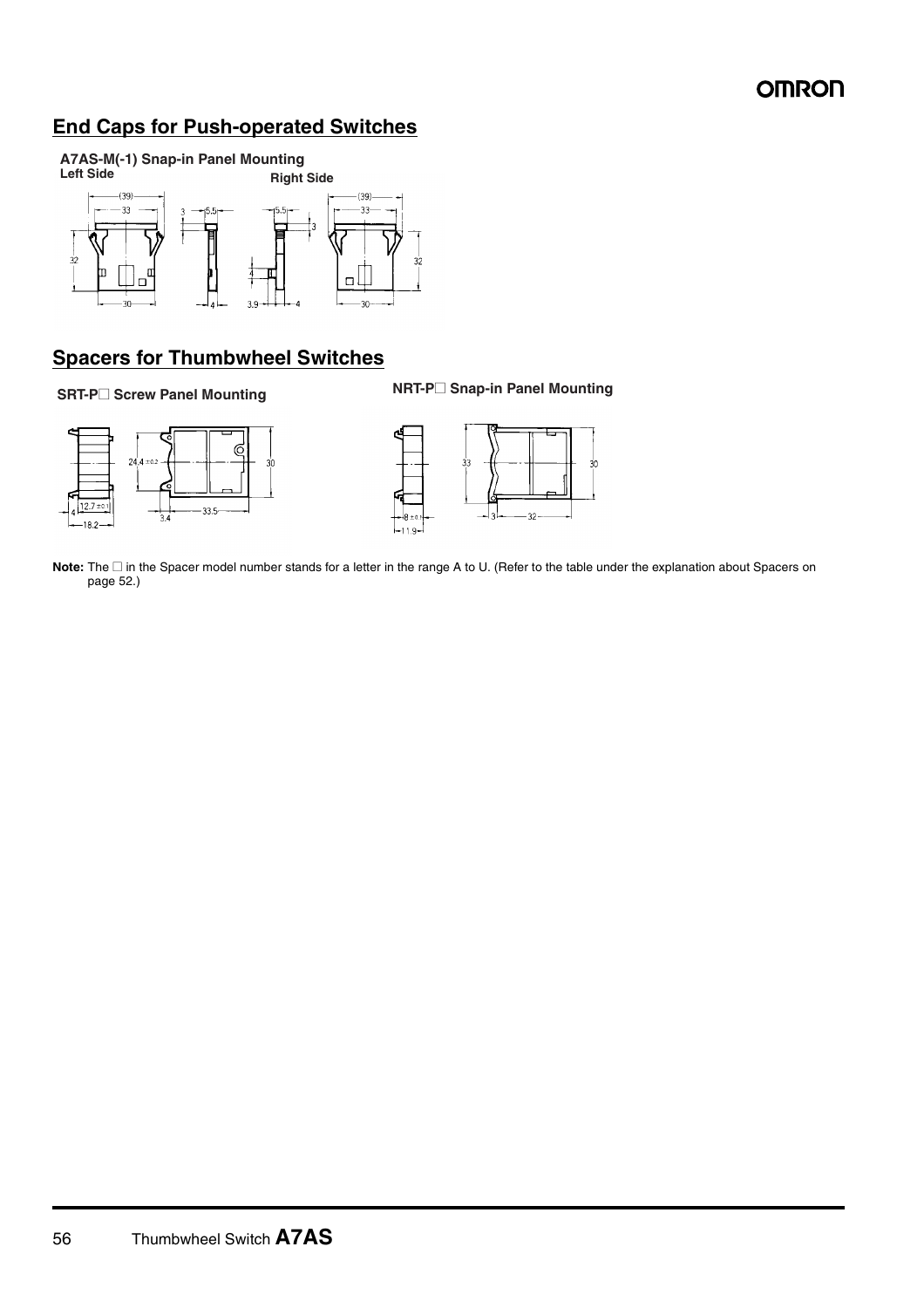## End Caps for Push-operated Switches

**A7AS-M(-1) Snap-in Panel Mounting**

**Left Side** **Right Side**

## Spacers for Thumbwheel Switches

**SRT-P□ Screw Panel Mounting**

**NRT-P□ Snap-in Panel Mounting**

**Note:** The □ in the Spacer model number stands for a letter in the range A to U. (Refer to the table under the explanation about Spacers on page 52.)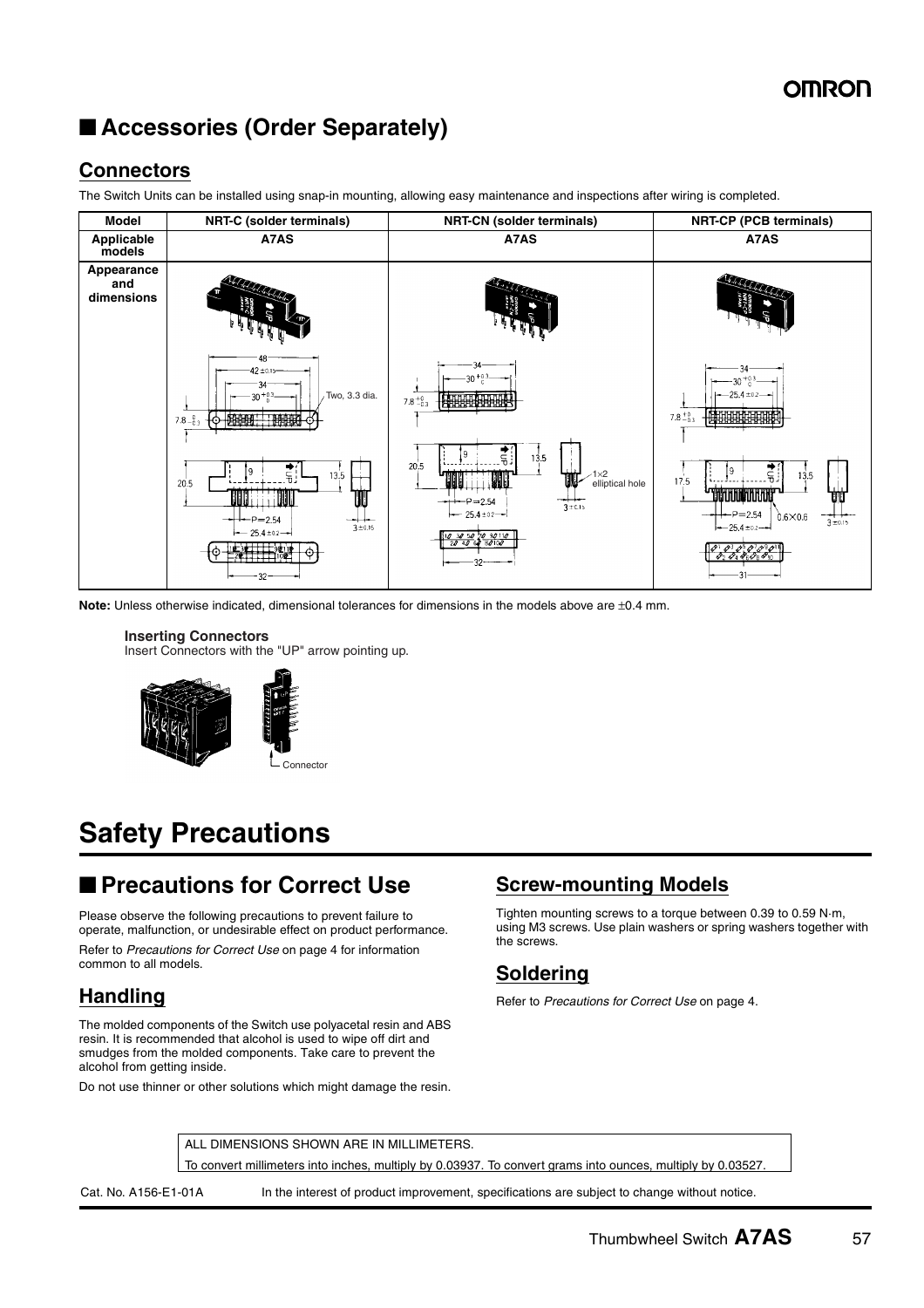## ■ Accessories (Order Separately)

### Connectors

The Switch Units can be installed using snap-in mounting, allowing easy maintenance and inspections after wiring is completed.

| Model | NRT-C (solder terminals) | NRT-CN (solder terminals) | NRT-CP (PCB terminals) |
|---|---|---|---|
| Applicable models | A7AS | A7AS | A7AS |
| Appearance and dimensions | | | |

**Note:** Unless otherwise indicated, dimensional tolerances for dimensions in the models above are ±0.4 mm.

**Inserting Connectors**

Insert Connectors with the "UP" arrow pointing up.

Connector

# Safety Precautions

## ■ Precautions for Correct Use

Please observe the following precautions to prevent failure to operate, malfunction, or undesirable effect on product performance.

Refer to *Precautions for Correct Use* on page 4 for information common to all models.

### Handling

The molded components of the Switch use polyacetal resin and ABS resin. It is recommended that alcohol is used to wipe off dirt and smudges from the molded components. Take care to prevent the alcohol from getting inside.

Do not use thinner or other solutions which might damage the resin.

### Screw-mounting Models

Tighten mounting screws to a torque between 0.39 to 0.59 N·m, using M3 screws. Use plain washers or spring washers together with the screws.

### Soldering

Refer to *Precautions for Correct Use* on page 4.

ALL DIMENSIONS SHOWN ARE IN MILLIMETERS.

To convert millimeters into inches, multiply by 0.03937. To convert grams into ounces, multiply by 0.03527.

Cat. No. A156-E1-01A In the interest of product improvement, specifications are subject to change without notice.